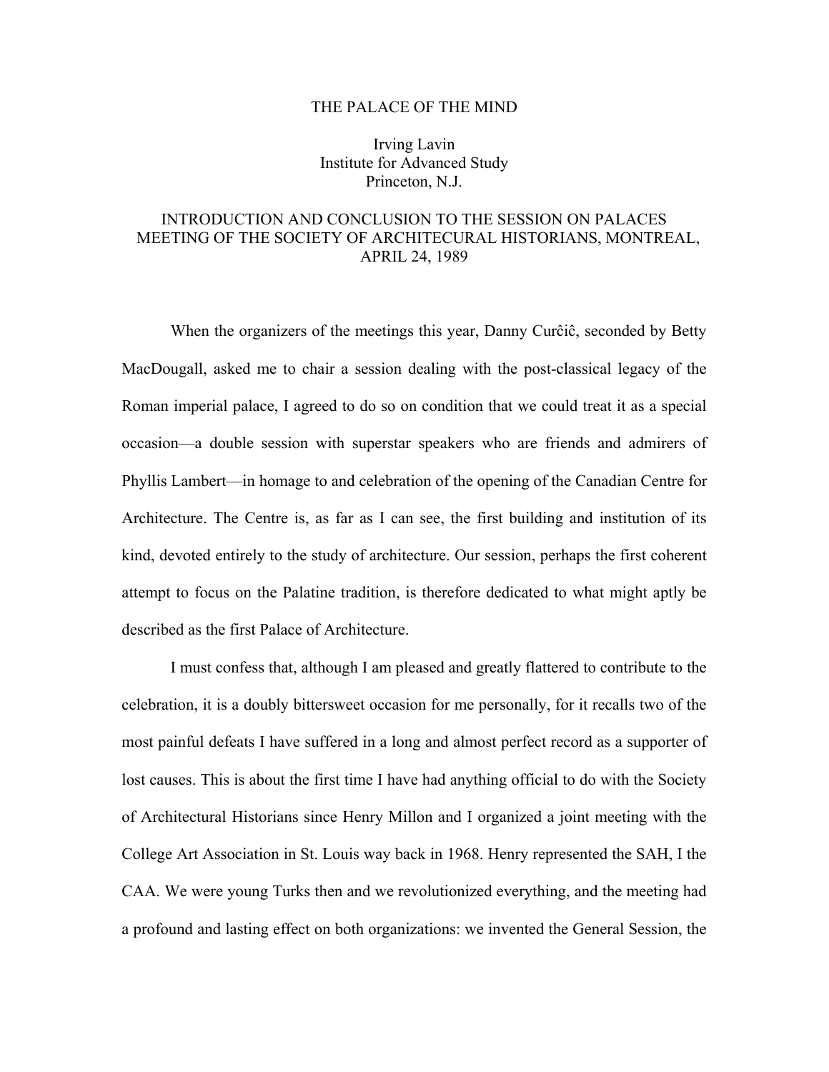# THE PALACE OF THE MIND

Irving Lavin
Institute for Advanced Study
Princeton, N.J.

INTRODUCTION AND CONCLUSION TO THE SESSION ON PALACES
MEETING OF THE SOCIETY OF ARCHITECURAL HISTORIANS, MONTREAL, APRIL 24, 1989

When the organizers of the meetings this year, Danny Curĉiĉ, seconded by Betty MacDougall, asked me to chair a session dealing with the post-classical legacy of the Roman imperial palace, I agreed to do so on condition that we could treat it as a special occasion—a double session with superstar speakers who are friends and admirers of Phyllis Lambert—in homage to and celebration of the opening of the Canadian Centre for Architecture. The Centre is, as far as I can see, the first building and institution of its kind, devoted entirely to the study of architecture. Our session, perhaps the first coherent attempt to focus on the Palatine tradition, is therefore dedicated to what might aptly be described as the first Palace of Architecture.

I must confess that, although I am pleased and greatly flattered to contribute to the celebration, it is a doubly bittersweet occasion for me personally, for it recalls two of the most painful defeats I have suffered in a long and almost perfect record as a supporter of lost causes. This is about the first time I have had anything official to do with the Society of Architectural Historians since Henry Millon and I organized a joint meeting with the College Art Association in St. Louis way back in 1968. Henry represented the SAH, I the CAA. We were young Turks then and we revolutionized everything, and the meeting had a profound and lasting effect on both organizations: we invented the General Session, the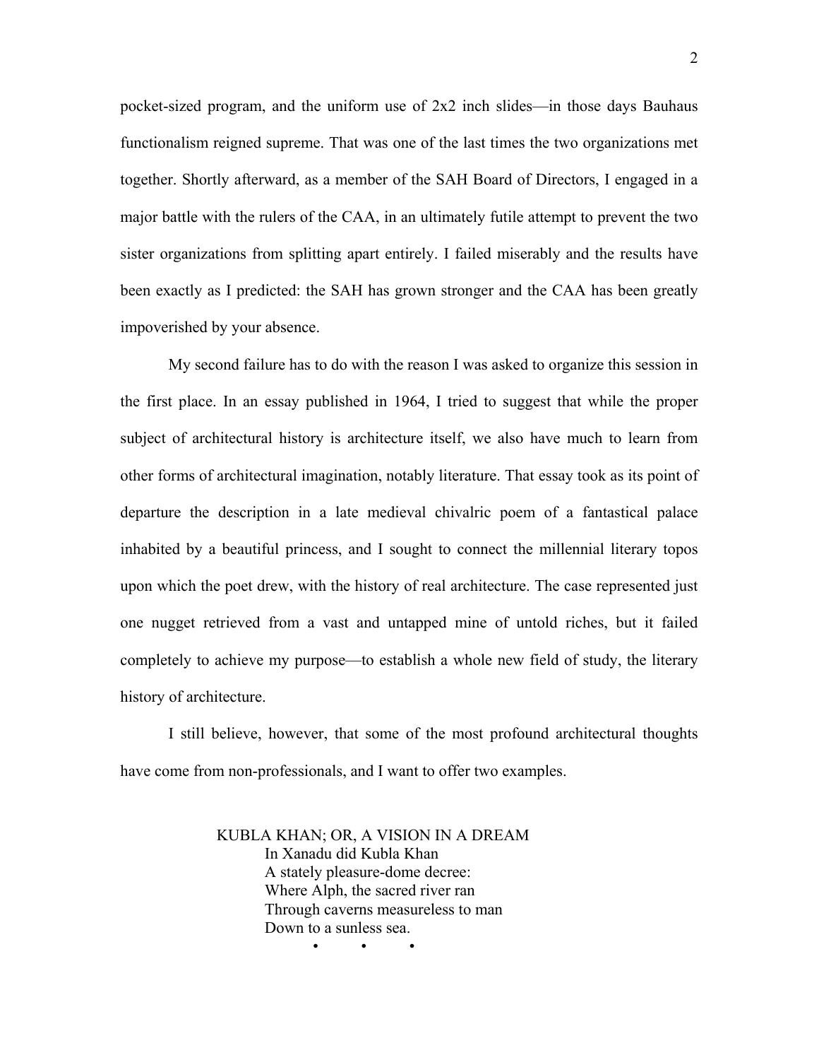pocket-sized program, and the uniform use of 2x2 inch slides—in those days Bauhaus functionalism reigned supreme. That was one of the last times the two organizations met together. Shortly afterward, as a member of the SAH Board of Directors, I engaged in a major battle with the rulers of the CAA, in an ultimately futile attempt to prevent the two sister organizations from splitting apart entirely. I failed miserably and the results have been exactly as I predicted: the SAH has grown stronger and the CAA has been greatly impoverished by your absence.

My second failure has to do with the reason I was asked to organize this session in the first place. In an essay published in 1964, I tried to suggest that while the proper subject of architectural history is architecture itself, we also have much to learn from other forms of architectural imagination, notably literature. That essay took as its point of departure the description in a late medieval chivalric poem of a fantastical palace inhabited by a beautiful princess, and I sought to connect the millennial literary topos upon which the poet drew, with the history of real architecture. The case represented just one nugget retrieved from a vast and untapped mine of untold riches, but it failed completely to achieve my purpose—to establish a whole new field of study, the literary history of architecture.

I still believe, however, that some of the most profound architectural thoughts have come from non-professionals, and I want to offer two examples.

KUBLA KHAN; OR, A VISION IN A DREAM

> In Xanadu did Kubla Khan
> A stately pleasure-dome decree:
> Where Alph, the sacred river ran
> Through caverns measureless to man
> Down to a sunless sea.
>
> • • •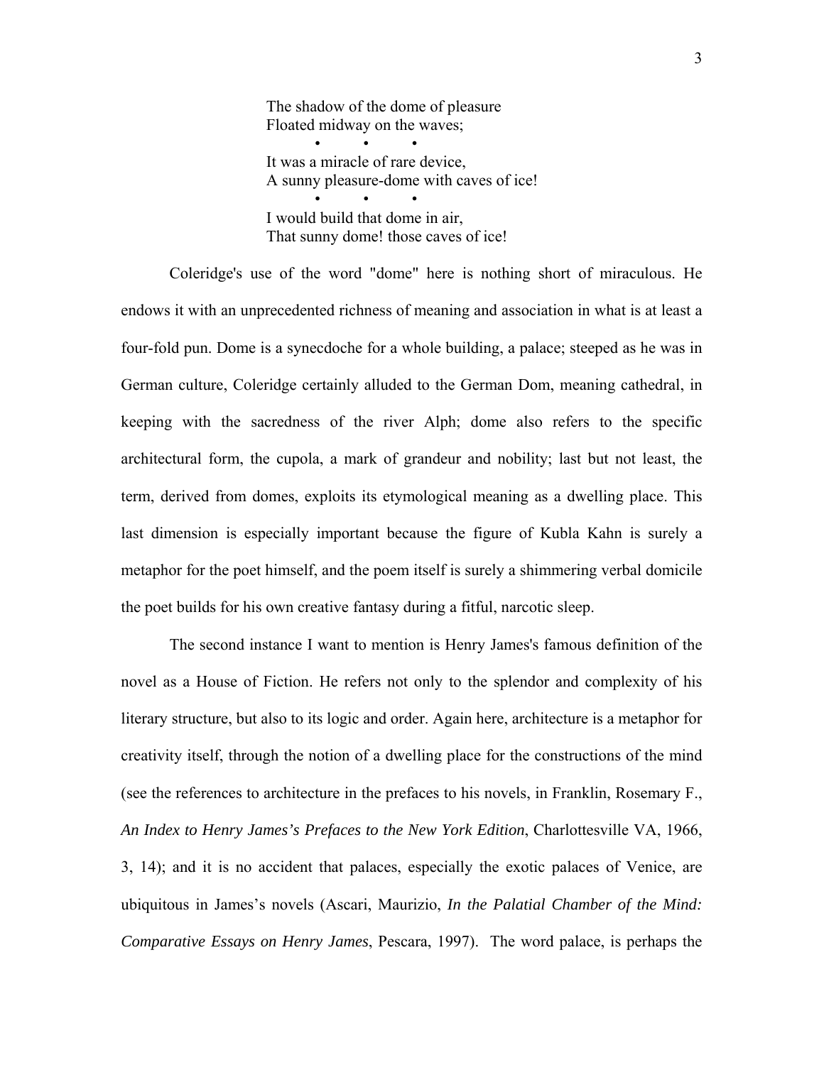> The shadow of the dome of pleasure
> Floated midway on the waves;
>
> • • •
>
> It was a miracle of rare device,
> A sunny pleasure-dome with caves of ice!
>
> • • •
>
> I would build that dome in air,
> That sunny dome! those caves of ice!

Coleridge's use of the word "dome" here is nothing short of miraculous. He endows it with an unprecedented richness of meaning and association in what is at least a four-fold pun. Dome is a synecdoche for a whole building, a palace; steeped as he was in German culture, Coleridge certainly alluded to the German Dom, meaning cathedral, in keeping with the sacredness of the river Alph; dome also refers to the specific architectural form, the cupola, a mark of grandeur and nobility; last but not least, the term, derived from domes, exploits its etymological meaning as a dwelling place. This last dimension is especially important because the figure of Kubla Kahn is surely a metaphor for the poet himself, and the poem itself is surely a shimmering verbal domicile the poet builds for his own creative fantasy during a fitful, narcotic sleep.

The second instance I want to mention is Henry James's famous definition of the novel as a House of Fiction. He refers not only to the splendor and complexity of his literary structure, but also to its logic and order. Again here, architecture is a metaphor for creativity itself, through the notion of a dwelling place for the constructions of the mind (see the references to architecture in the prefaces to his novels, in Franklin, Rosemary F., *An Index to Henry James's Prefaces to the New York Edition*, Charlottesville VA, 1966, 3, 14); and it is no accident that palaces, especially the exotic palaces of Venice, are ubiquitous in James's novels (Ascari, Maurizio, *In the Palatial Chamber of the Mind: Comparative Essays on Henry James*, Pescara, 1997). The word palace, is perhaps the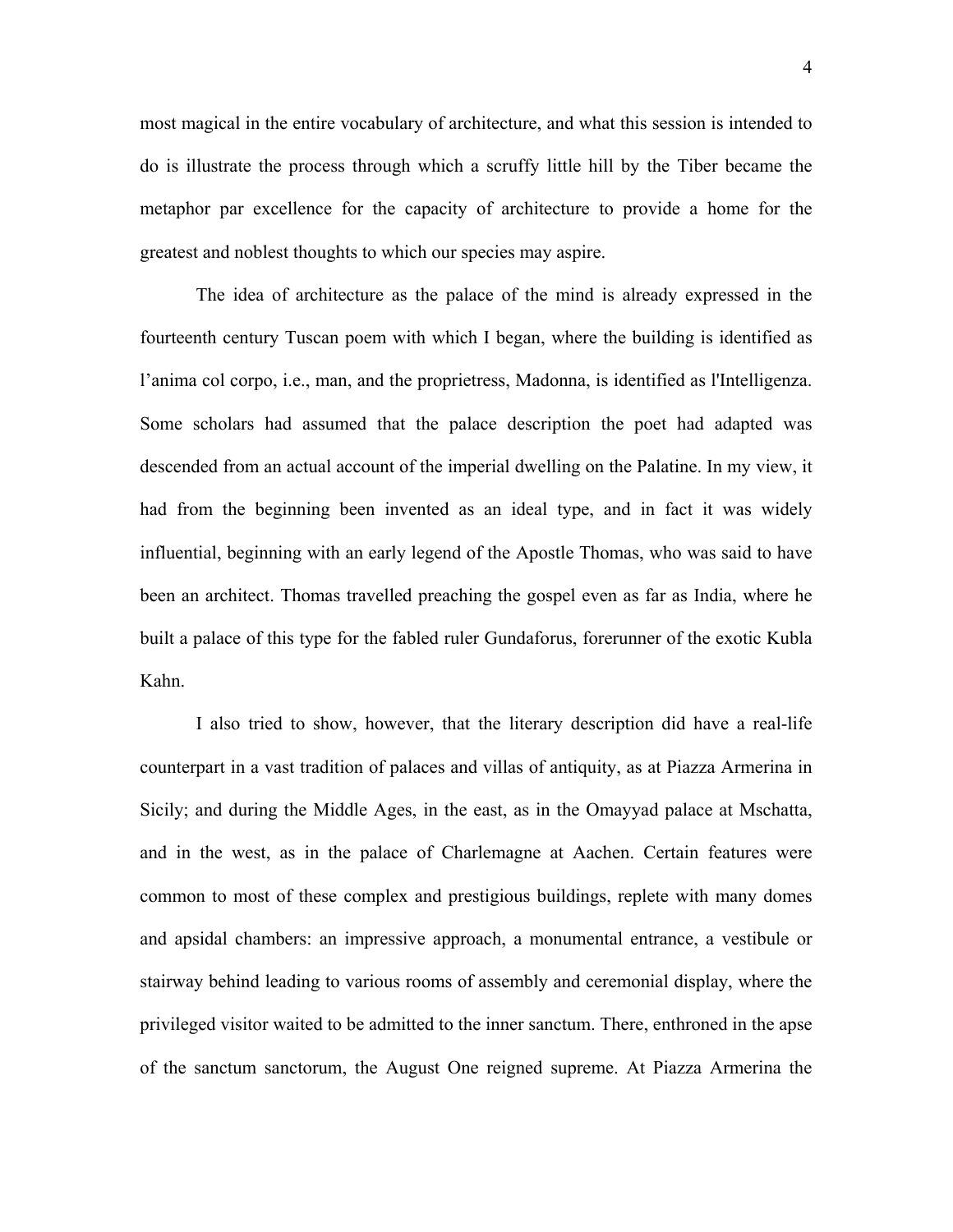most magical in the entire vocabulary of architecture, and what this session is intended to do is illustrate the process through which a scruffy little hill by the Tiber became the metaphor par excellence for the capacity of architecture to provide a home for the greatest and noblest thoughts to which our species may aspire.

The idea of architecture as the palace of the mind is already expressed in the fourteenth century Tuscan poem with which I began, where the building is identified as l'anima col corpo, i.e., man, and the proprietress, Madonna, is identified as l'Intelligenza. Some scholars had assumed that the palace description the poet had adapted was descended from an actual account of the imperial dwelling on the Palatine. In my view, it had from the beginning been invented as an ideal type, and in fact it was widely influential, beginning with an early legend of the Apostle Thomas, who was said to have been an architect. Thomas travelled preaching the gospel even as far as India, where he built a palace of this type for the fabled ruler Gundaforus, forerunner of the exotic Kubla Kahn.

I also tried to show, however, that the literary description did have a real-life counterpart in a vast tradition of palaces and villas of antiquity, as at Piazza Armerina in Sicily; and during the Middle Ages, in the east, as in the Omayyad palace at Mschatta, and in the west, as in the palace of Charlemagne at Aachen. Certain features were common to most of these complex and prestigious buildings, replete with many domes and apsidal chambers: an impressive approach, a monumental entrance, a vestibule or stairway behind leading to various rooms of assembly and ceremonial display, where the privileged visitor waited to be admitted to the inner sanctum. There, enthroned in the apse of the sanctum sanctorum, the August One reigned supreme. At Piazza Armerina the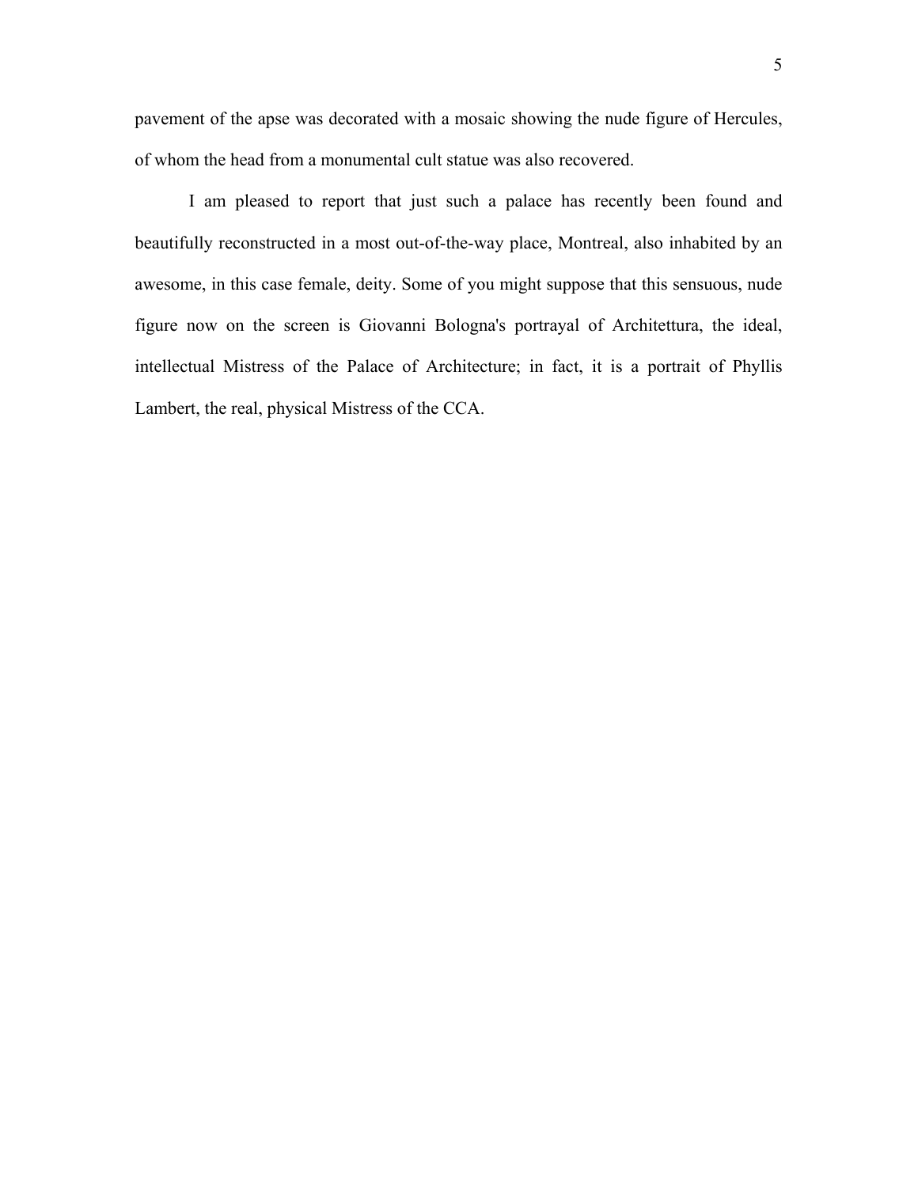pavement of the apse was decorated with a mosaic showing the nude figure of Hercules, of whom the head from a monumental cult statue was also recovered.

I am pleased to report that just such a palace has recently been found and beautifully reconstructed in a most out-of-the-way place, Montreal, also inhabited by an awesome, in this case female, deity. Some of you might suppose that this sensuous, nude figure now on the screen is Giovanni Bologna's portrayal of Architettura, the ideal, intellectual Mistress of the Palace of Architecture; in fact, it is a portrait of Phyllis Lambert, the real, physical Mistress of the CCA.